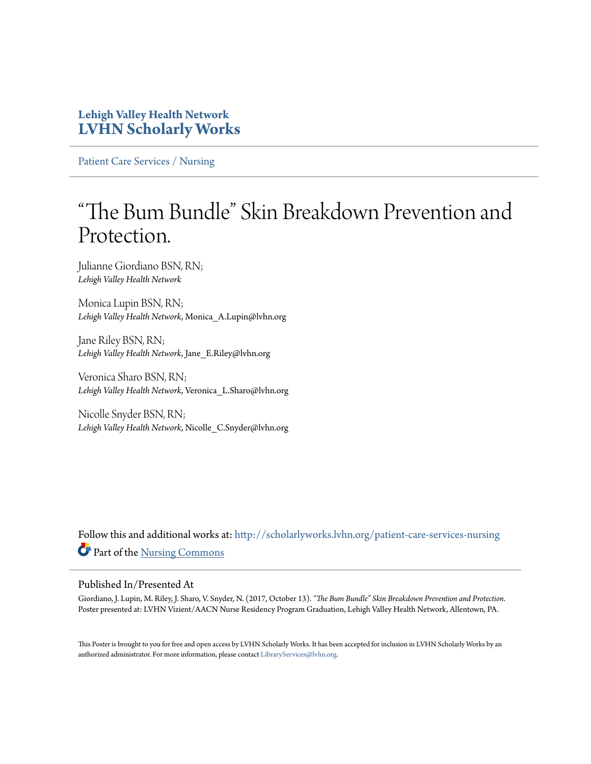**Lehigh Valley Health Network**
**LVHN Scholarly Works**

Patient Care Services / Nursing

# "The Bum Bundle" Skin Breakdown Prevention and Protection.

Julianne Giordiano BSN, RN;
*Lehigh Valley Health Network*

Monica Lupin BSN, RN;
*Lehigh Valley Health Network*, Monica_A.Lupin@lvhn.org

Jane Riley BSN, RN;
*Lehigh Valley Health Network*, Jane_E.Riley@lvhn.org

Veronica Sharo BSN, RN;
*Lehigh Valley Health Network*, Veronica_L.Sharo@lvhn.org

Nicolle Snyder BSN, RN;
*Lehigh Valley Health Network*, Nicolle_C.Snyder@lvhn.org

Follow this and additional works at: http://scholarlyworks.lvhn.org/patient-care-services-nursing

Part of the Nursing Commons

## Published In/Presented At

Giordiano, J. Lupin, M. Riley, J. Sharo, V. Snyder, N. (2017, October 13). *"The Bum Bundle" Skin Breakdown Prevention and Protection*. Poster presented at: LVHN Vizient/AACN Nurse Residency Program Graduation, Lehigh Valley Health Network, Allentown, PA.

This Poster is brought to you for free and open access by LVHN Scholarly Works. It has been accepted for inclusion in LVHN Scholarly Works by an authorized administrator. For more information, please contact LibraryServices@lvhn.org.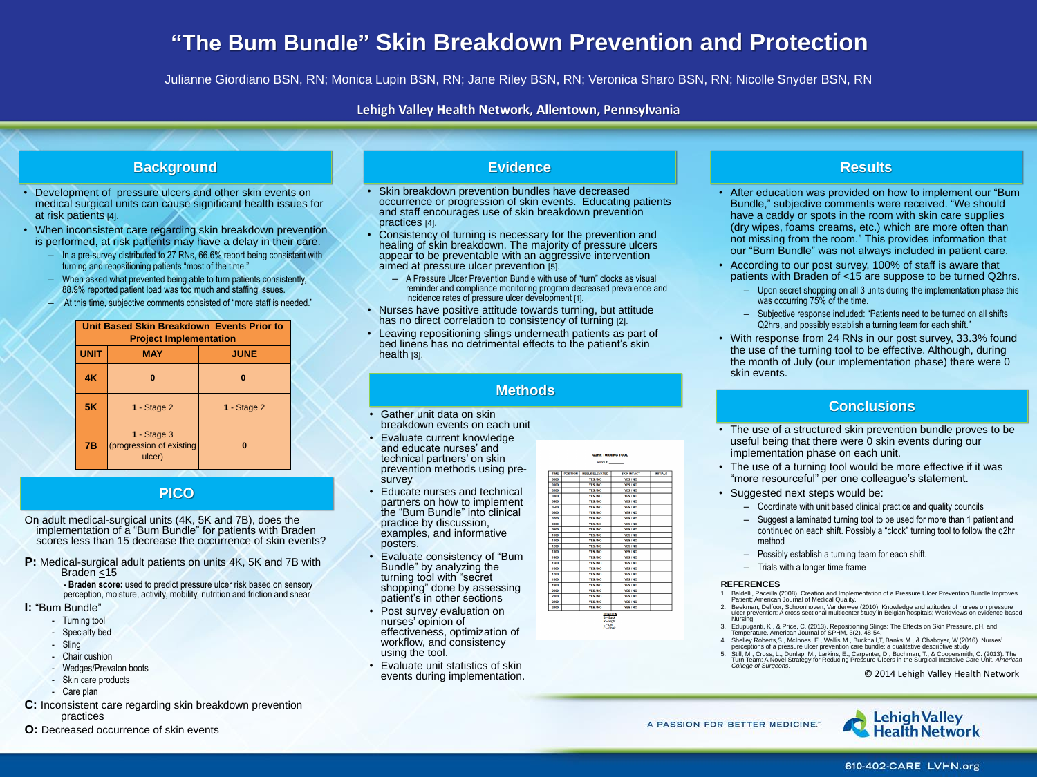# "The Bum Bundle" Skin Breakdown Prevention and Protection

Julianne Giordiano BSN, RN; Monica Lupin BSN, RN; Jane Riley BSN, RN; Veronica Sharo BSN, RN; Nicolle Snyder BSN, RN

**Lehigh Valley Health Network, Allentown, Pennsylvania**

## Background

- Development of pressure ulcers and other skin events on medical surgical units can cause significant health issues for at risk patients [4].
- When inconsistent care regarding skin breakdown prevention is performed, at risk patients may have a delay in their care.
  - In a pre-survey distributed to 27 RNs, 66.6% report being consistent with turning and repositioning patients "most of the time."
  - When asked what prevented being able to turn patients consistently, 88.9% reported patient load was too much and staffing issues.
  - At this time, subjective comments consisted of "more staff is needed."

| Unit Based Skin Breakdown Events Prior to Project Implementation | | |
|---|---|---|
| **UNIT** | **MAY** | **JUNE** |
| **4K** | 0 | 0 |
| **5K** | 1 - Stage 2 | 1 - Stage 2 |
| **7B** | 1 - Stage 3 (progression of existing ulcer) | 0 |

## PICO

On adult medical-surgical units (4K, 5K and 7B), does the implementation of a "Bum Bundle" for patients with Braden scores less than 15 decrease the occurrence of skin events?

**P:** Medical-surgical adult patients on units 4K, 5K and 7B with Braden ≤15
- **Braden score:** used to predict pressure ulcer risk based on sensory perception, moisture, activity, mobility, nutrition and friction and shear

**I:** "Bum Bundle"
- Turning tool
- Specialty bed
- Sling
- Chair cushion
- Wedges/Prevalon boots
- Skin care products
- Care plan

**C:** Inconsistent care regarding skin breakdown prevention practices

**O:** Decreased occurrence of skin events

## Evidence

- Skin breakdown prevention bundles have decreased occurrence or progression of skin events. Educating patients and staff encourages use of skin breakdown prevention practices [4].
- Consistency of turning is necessary for the prevention and healing of skin breakdown. The majority of pressure ulcers appear to be preventable with an aggressive intervention aimed at pressure ulcer prevention [5].
  - A Pressure Ulcer Prevention Bundle with use of "turn" clocks as visual reminder and compliance monitoring program decreased prevalence and incidence rates of pressure ulcer development [1].
- Nurses have positive attitude towards turning, but attitude has no direct correlation to consistency of turning [2].
- Leaving repositioning slings underneath patients as part of bed linens has no detrimental effects to the patient's skin health [3].

## Methods

- Gather unit data on skin breakdown events on each unit
- Evaluate current knowledge and educate nurses' and technical partners' on skin prevention methods using pre-survey
- Educate nurses and technical partners on how to implement the "Bum Bundle" into clinical practice by discussion, examples, and informative posters.
- Evaluate consistency of "Bum Bundle" by analyzing the turning tool with "secret shopping" done by assessing patient's in other sections
- Post survey evaluation on nurses' opinion of effectiveness, optimization of workflow, and consistency using the tool.
- Evaluate unit statistics of skin events during implementation.

Q2HR TURNING TOOL

Room #: ________

| TIME | POSITION | HEELS ELEVATED | SKIN INTACT | INITIALS |
|---|---|---|---|---|
| 0000 | | YES / NO | YES / NO | |
| 0100 | | YES / NO | YES / NO | |
| 0200 | | YES / NO | YES / NO | |
| 0300 | | YES / NO | YES / NO | |
| 0400 | | YES / NO | YES / NO | |
| 0500 | | YES / NO | YES / NO | |
| 0600 | | YES / NO | YES / NO | |
| 0700 | | YES / NO | YES / NO | |
| 0800 | | YES / NO | YES / NO | |
| 0900 | | YES / NO | YES / NO | |
| 1000 | | YES / NO | YES / NO | |
| 1100 | | YES / NO | YES / NO | |
| 1200 | | YES / NO | YES / NO | |
| 1300 | | YES / NO | YES / NO | |
| 1400 | | YES / NO | YES / NO | |
| 1500 | | YES / NO | YES / NO | |
| 1600 | | YES / NO | YES / NO | |
| 1700 | | YES / NO | YES / NO | |
| 1800 | | YES / NO | YES / NO | |
| 1900 | | YES / NO | YES / NO | |
| 2000 | | YES / NO | YES / NO | |
| 2100 | | YES / NO | YES / NO | |
| 2200 | | YES / NO | YES / NO | |
| 2300 | | YES / NO | YES / NO | |

POSITION
B – Back
R – Right
L – Left
C – Chair

## Results

- After education was provided on how to implement our "Bum Bundle," subjective comments were received. "We should have a caddy or spots in the room with skin care supplies (dry wipes, foams creams, etc.) which are more often than not missing from the room." This provides information that our "Bum Bundle" was not always included in patient care.
- According to our post survey, 100% of staff is aware that patients with Braden of ≤15 are suppose to be turned Q2hrs.
  - Upon secret shopping on all 3 units during the implementation phase this was occurring 75% of the time.
  - Subjective response included: "Patients need to be turned on all shifts Q2hrs, and possibly establish a turning team for each shift."
- With response from 24 RNs in our post survey, 33.3% found the use of the turning tool to be effective. Although, during the month of July (our implementation phase) there were 0 skin events.

## Conclusions

- The use of a structured skin prevention bundle proves to be useful being that there were 0 skin events during our implementation phase on each unit.
- The use of a turning tool would be more effective if it was "more resourceful" per one colleague's statement.
- Suggested next steps would be:
  - Coordinate with unit based clinical practice and quality councils
  - Suggest a laminated turning tool to be used for more than 1 patient and continued on each shift. Possibly a "clock" turning tool to follow the q2hr method
  - Possibly establish a turning team for each shift.
  - Trials with a longer time frame

### REFERENCES

1. Baldelli, Paceilla (2008). Creation and Implementation of a Pressure Ulcer Prevention Bundle Improves Patient; American Journal of Medical Quality.
2. Beekman, Delfoor, Schoonhoven, Vanderwee (2010). Knowledge and attitudes of nurses on pressure ulcer prevention: A cross sectional multicenter study in Belgian hospitals; Worldviews on evidence-based Nursing.
3. Edupuganti, K., & Price, C. (2013). Repositioning Slings: The Effects on Skin Pressure, pH, and Temperature. American Journal of SPHM, 3(2), 48-54.
4. Shelley Roberts,S., McInnes, E., Wallis M., Bucknall,T, Banks M., & Chaboyer, W.(2016). Nurses' perceptions of a pressure ulcer prevention care bundle: a qualitative descriptive study
5. Still, M., Cross, L., Dunlap, M., Larkins, E., Carpenter, D., Buchman, T., & Coopersmith, C. (2013). The Turn Team: A Novel Strategy for Reducing Pressure Ulcers in the Surgical Intensive Care Unit. *American College of Surgeons.*

© 2014 Lehigh Valley Health Network

A PASSION FOR BETTER MEDICINE.™

Lehigh Valley Health Network

610-402-CARE LVHN.org